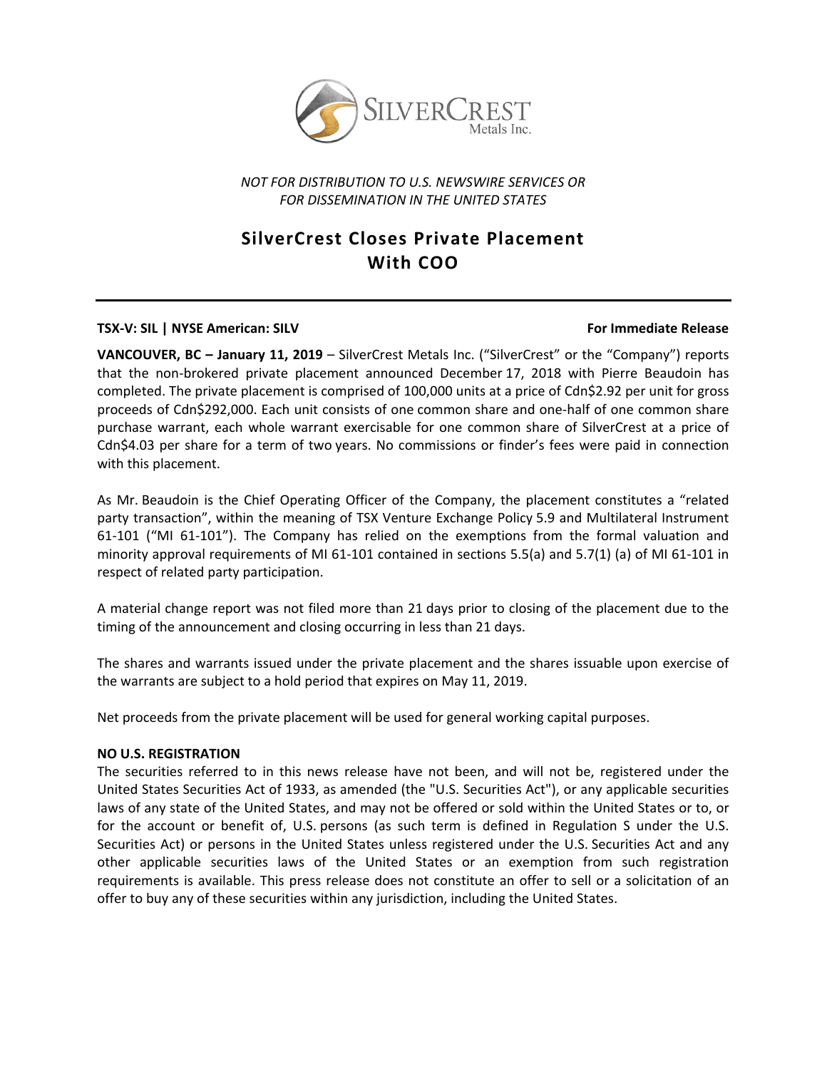*NOT FOR DISTRIBUTION TO U.S. NEWSWIRE SERVICES OR FOR DISSEMINATION IN THE UNITED STATES*

# SilverCrest Closes Private Placement With COO

**TSX-V: SIL | NYSE American: SILV** **For Immediate Release**

**VANCOUVER, BC – January 11, 2019** – SilverCrest Metals Inc. ("SilverCrest" or the "Company") reports that the non-brokered private placement announced December 17, 2018 with Pierre Beaudoin has completed. The private placement is comprised of 100,000 units at a price of Cdn$2.92 per unit for gross proceeds of Cdn$292,000. Each unit consists of one common share and one-half of one common share purchase warrant, each whole warrant exercisable for one common share of SilverCrest at a price of Cdn$4.03 per share for a term of two years. No commissions or finder's fees were paid in connection with this placement.

As Mr. Beaudoin is the Chief Operating Officer of the Company, the placement constitutes a "related party transaction", within the meaning of TSX Venture Exchange Policy 5.9 and Multilateral Instrument 61-101 ("MI 61-101"). The Company has relied on the exemptions from the formal valuation and minority approval requirements of MI 61-101 contained in sections 5.5(a) and 5.7(1) (a) of MI 61-101 in respect of related party participation.

A material change report was not filed more than 21 days prior to closing of the placement due to the timing of the announcement and closing occurring in less than 21 days.

The shares and warrants issued under the private placement and the shares issuable upon exercise of the warrants are subject to a hold period that expires on May 11, 2019.

Net proceeds from the private placement will be used for general working capital purposes.

**NO U.S. REGISTRATION**

The securities referred to in this news release have not been, and will not be, registered under the United States Securities Act of 1933, as amended (the "U.S. Securities Act"), or any applicable securities laws of any state of the United States, and may not be offered or sold within the United States or to, or for the account or benefit of, U.S. persons (as such term is defined in Regulation S under the U.S. Securities Act) or persons in the United States unless registered under the U.S. Securities Act and any other applicable securities laws of the United States or an exemption from such registration requirements is available. This press release does not constitute an offer to sell or a solicitation of an offer to buy any of these securities within any jurisdiction, including the United States.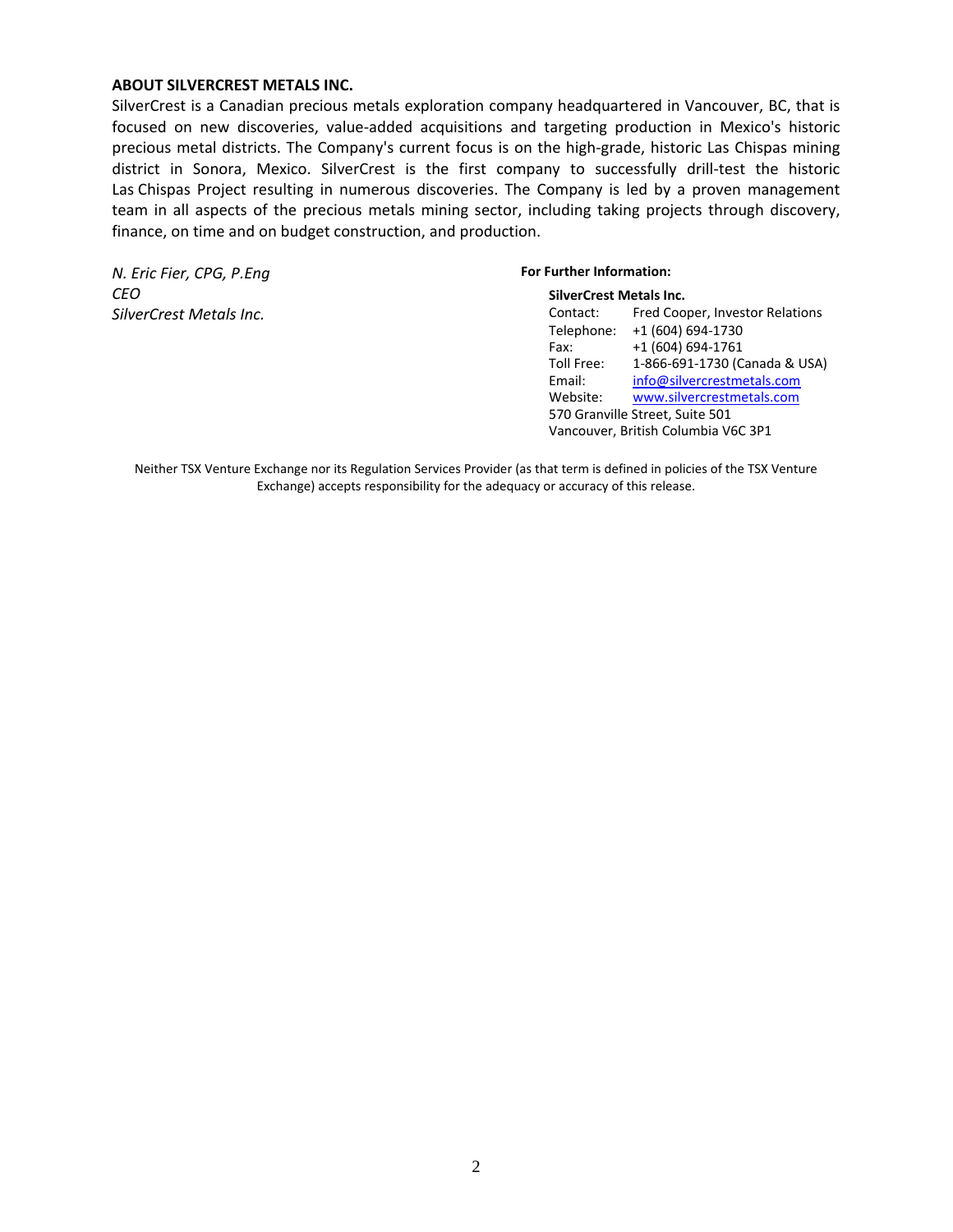**ABOUT SILVERCREST METALS INC.**

SilverCrest is a Canadian precious metals exploration company headquartered in Vancouver, BC, that is focused on new discoveries, value-added acquisitions and targeting production in Mexico's historic precious metal districts. The Company's current focus is on the high-grade, historic Las Chispas mining district in Sonora, Mexico. SilverCrest is the first company to successfully drill-test the historic Las Chispas Project resulting in numerous discoveries. The Company is led by a proven management team in all aspects of the precious metals mining sector, including taking projects through discovery, finance, on time and on budget construction, and production.

*N. Eric Fier, CPG, P.Eng*
*CEO*
*SilverCrest Metals Inc.*

**For Further Information:**

**SilverCrest Metals Inc.**

| | |
|---|---|
| Contact: | Fred Cooper, Investor Relations |
| Telephone: | +1 (604) 694-1730 |
| Fax: | +1 (604) 694-1761 |
| Toll Free: | 1-866-691-1730 (Canada & USA) |
| Email: | info@silvercrestmetals.com |
| Website: | www.silvercrestmetals.com |

570 Granville Street, Suite 501
Vancouver, British Columbia V6C 3P1

Neither TSX Venture Exchange nor its Regulation Services Provider (as that term is defined in policies of the TSX Venture Exchange) accepts responsibility for the adequacy or accuracy of this release.